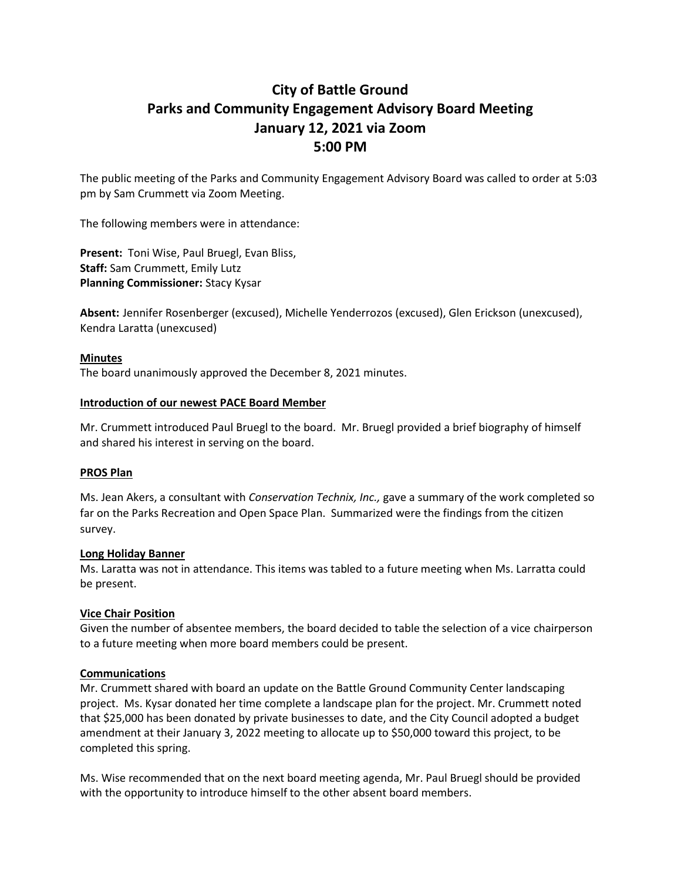# City of Battle Ground
# Parks and Community Engagement Advisory Board Meeting
# January 12, 2021 via Zoom
# 5:00 PM

The public meeting of the Parks and Community Engagement Advisory Board was called to order at 5:03 pm by Sam Crummett via Zoom Meeting.

The following members were in attendance:

**Present:** Toni Wise, Paul Bruegl, Evan Bliss,
**Staff:** Sam Crummett, Emily Lutz
**Planning Commissioner:** Stacy Kysar

**Absent:** Jennifer Rosenberger (excused), Michelle Yenderrozos (excused), Glen Erickson (unexcused), Kendra Laratta (unexcused)

**Minutes**

The board unanimously approved the December 8, 2021 minutes.

**Introduction of our newest PACE Board Member**

Mr. Crummett introduced Paul Bruegl to the board. Mr. Bruegl provided a brief biography of himself and shared his interest in serving on the board.

**PROS Plan**

Ms. Jean Akers, a consultant with *Conservation Technix, Inc.,* gave a summary of the work completed so far on the Parks Recreation and Open Space Plan. Summarized were the findings from the citizen survey.

**Long Holiday Banner**

Ms. Laratta was not in attendance. This items was tabled to a future meeting when Ms. Larratta could be present.

**Vice Chair Position**

Given the number of absentee members, the board decided to table the selection of a vice chairperson to a future meeting when more board members could be present.

**Communications**

Mr. Crummett shared with board an update on the Battle Ground Community Center landscaping project. Ms. Kysar donated her time complete a landscape plan for the project. Mr. Crummett noted that $25,000 has been donated by private businesses to date, and the City Council adopted a budget amendment at their January 3, 2022 meeting to allocate up to $50,000 toward this project, to be completed this spring.

Ms. Wise recommended that on the next board meeting agenda, Mr. Paul Bruegl should be provided with the opportunity to introduce himself to the other absent board members.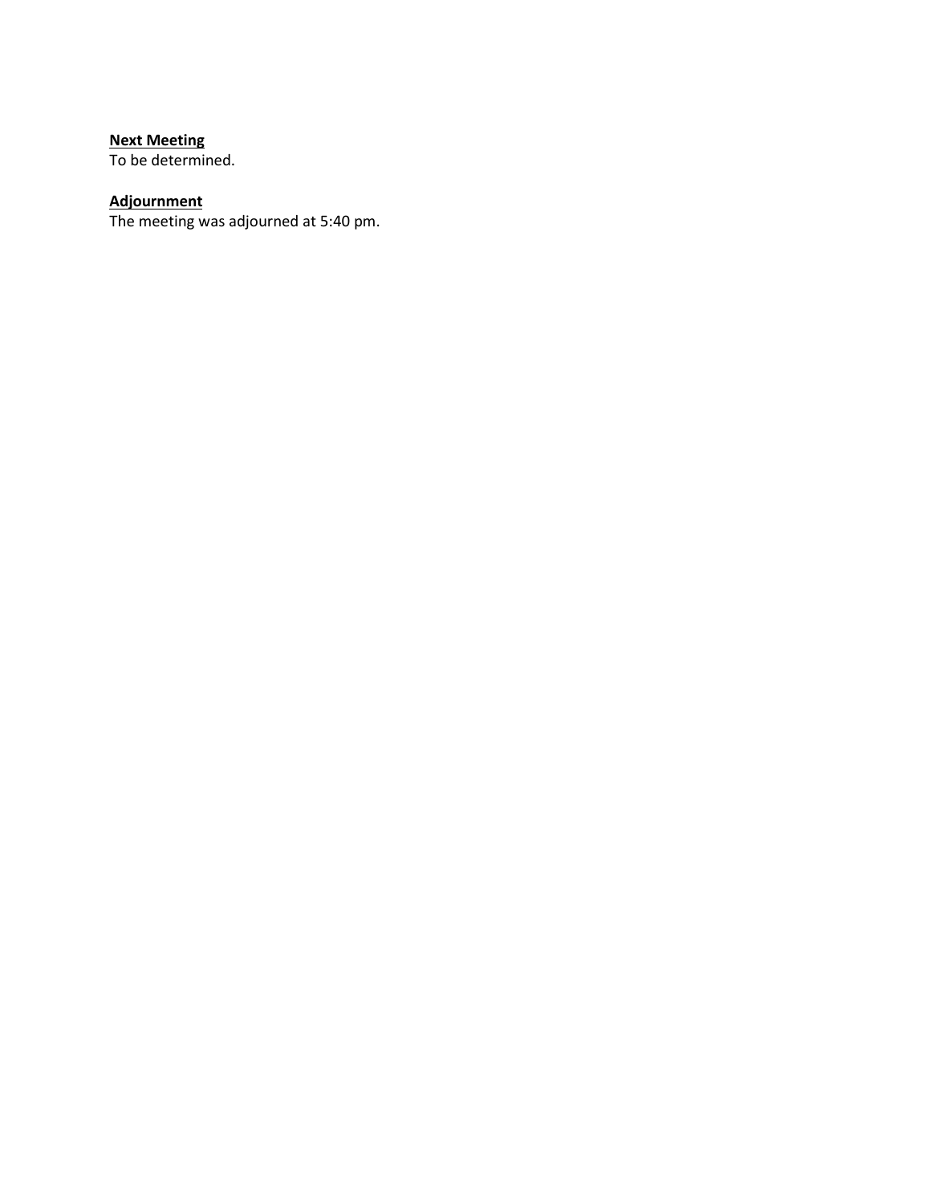**Next Meeting**
To be determined.

**Adjournment**
The meeting was adjourned at 5:40 pm.